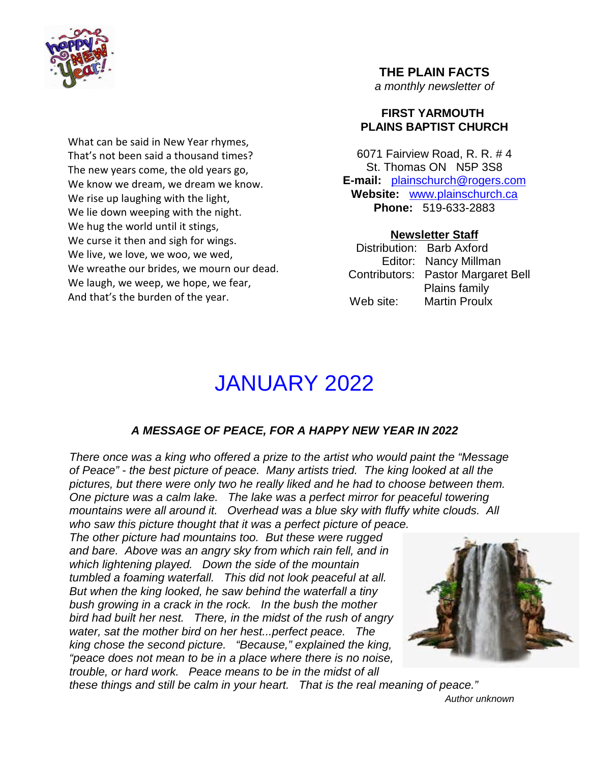**THE PLAIN FACTS**
*a monthly newsletter of*

**FIRST YARMOUTH PLAINS BAPTIST CHURCH**

6071 Fairview Road, R. R. # 4
St. Thomas ON N5P 3S8
**E-mail:** plainschurch@rogers.com
**Website:** www.plainschurch.ca
**Phone:** 519-633-2883

**Newsletter Staff**

Distribution: Barb Axford
Editor: Nancy Millman
Contributors: Pastor Margaret Bell
Plains family
Web site: Martin Proulx

What can be said in New Year rhymes,
That's not been said a thousand times?
The new years come, the old years go,
We know we dream, we dream we know.
We rise up laughing with the light,
We lie down weeping with the night.
We hug the world until it stings,
We curse it then and sigh for wings.
We live, we love, we woo, we wed,
We wreathe our brides, we mourn our dead.
We laugh, we weep, we hope, we fear,
And that's the burden of the year.

# JANUARY 2022

### *A MESSAGE OF PEACE, FOR A HAPPY NEW YEAR IN 2022*

*There once was a king who offered a prize to the artist who would paint the "Message of Peace" - the best picture of peace. Many artists tried. The king looked at all the pictures, but there were only two he really liked and he had to choose between them. One picture was a calm lake. The lake was a perfect mirror for peaceful towering mountains were all around it. Overhead was a blue sky with fluffy white clouds. All who saw this picture thought that it was a perfect picture of peace.*

*The other picture had mountains too. But these were rugged and bare. Above was an angry sky from which rain fell, and in which lightening played. Down the side of the mountain tumbled a foaming waterfall. This did not look peaceful at all. But when the king looked, he saw behind the waterfall a tiny bush growing in a crack in the rock. In the bush the mother bird had built her nest. There, in the midst of the rush of angry water, sat the mother bird on her hest...perfect peace. The king chose the second picture. "Because," explained the king, "peace does not mean to be in a place where there is no noise, trouble, or hard work. Peace means to be in the midst of all these things and still be calm in your heart. That is the real meaning of peace."*

*Author unknown*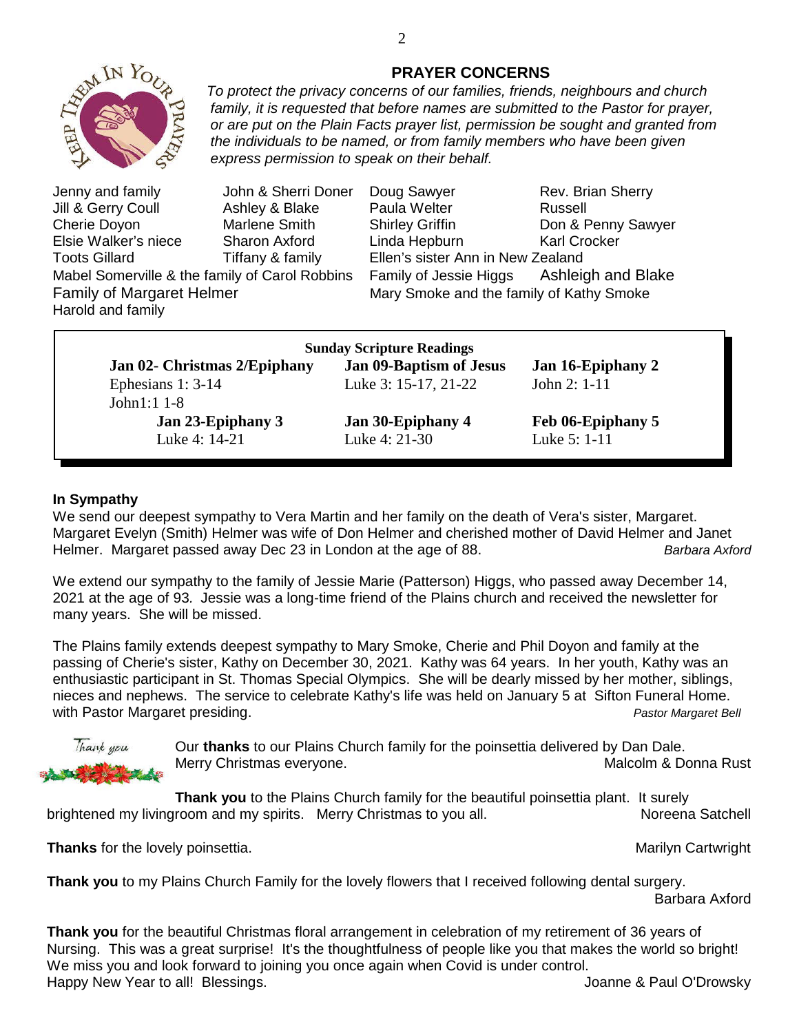## PRAYER CONCERNS

*To protect the privacy concerns of our families, friends, neighbours and church family, it is requested that before names are submitted to the Pastor for prayer, or are put on the Plain Facts prayer list, permission be sought and granted from the individuals to be named, or from family members who have been given express permission to speak on their behalf.*

Jenny and family
Jill & Gerry Coull
Cherie Doyon
Elsie Walker's niece
Toots Gillard
John & Sherri Doner
Ashley & Blake
Marlene Smith
Sharon Axford
Tiffany & family
Mabel Somerville & the family of Carol Robbins
Family of Margaret Helmer
Harold and family
Doug Sawyer
Paula Welter
Shirley Griffin
Linda Hepburn
Ellen's sister Ann in New Zealand
Family of Jessie Higgs
Mary Smoke and the family of Kathy Smoke
Rev. Brian Sherry
Russell
Don & Penny Sawyer
Karl Crocker
Ashleigh and Blake

**Sunday Scripture Readings**

| **Jan 02- Christmas 2/Epiphany** | **Jan 09-Baptism of Jesus** | **Jan 16-Epiphany 2** |
|---|---|---|
| Ephesians 1: 3-14<br>John1:1 1-8 | Luke 3: 15-17, 21-22 | John 2: 1-11 |
| **Jan 23-Epiphany 3** | **Jan 30-Epiphany 4** | **Feb 06-Epiphany 5** |
| Luke 4: 14-21 | Luke 4: 21-30 | Luke 5: 1-11 |

### In Sympathy

We send our deepest sympathy to Vera Martin and her family on the death of Vera's sister, Margaret. Margaret Evelyn (Smith) Helmer was wife of Don Helmer and cherished mother of David Helmer and Janet Helmer. Margaret passed away Dec 23 in London at the age of 88. *Barbara Axford*

We extend our sympathy to the family of Jessie Marie (Patterson) Higgs, who passed away December 14, 2021 at the age of 93. Jessie was a long-time friend of the Plains church and received the newsletter for many years. She will be missed.

The Plains family extends deepest sympathy to Mary Smoke, Cherie and Phil Doyon and family at the passing of Cherie's sister, Kathy on December 30, 2021. Kathy was 64 years. In her youth, Kathy was an enthusiastic participant in St. Thomas Special Olympics. She will be dearly missed by her mother, siblings, nieces and nephews. The service to celebrate Kathy's life was held on January 5 at Sifton Funeral Home. with Pastor Margaret presiding. *Pastor Margaret Bell*

Our **thanks** to our Plains Church family for the poinsettia delivered by Dan Dale. Merry Christmas everyone. Malcolm & Donna Rust

**Thank you** to the Plains Church family for the beautiful poinsettia plant. It surely brightened my livingroom and my spirits. Merry Christmas to you all. Noreena Satchell

**Thanks** for the lovely poinsettia. Marilyn Cartwright

**Thank you** to my Plains Church Family for the lovely flowers that I received following dental surgery. Barbara Axford

**Thank you** for the beautiful Christmas floral arrangement in celebration of my retirement of 36 years of Nursing. This was a great surprise! It's the thoughtfulness of people like you that makes the world so bright! We miss you and look forward to joining you once again when Covid is under control.
Happy New Year to all! Blessings. Joanne & Paul O'Drowsky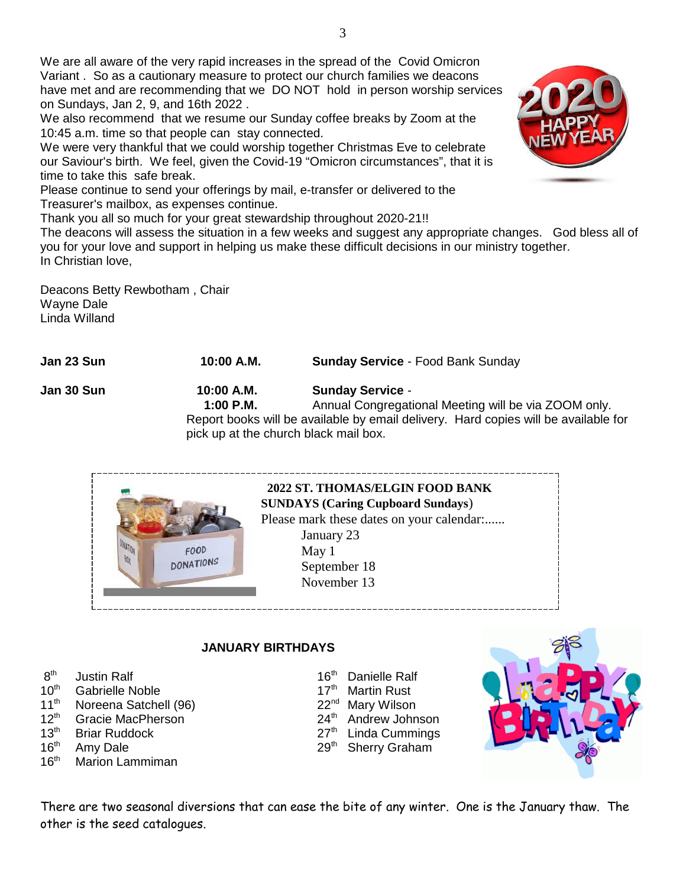We are all aware of the very rapid increases in the spread of the Covid Omicron Variant . So as a cautionary measure to protect our church families we deacons have met and are recommending that we DO NOT hold in person worship services on Sundays, Jan 2, 9, and 16th 2022 .

We also recommend that we resume our Sunday coffee breaks by Zoom at the 10:45 a.m. time so that people can stay connected.

We were very thankful that we could worship together Christmas Eve to celebrate our Saviour's birth. We feel, given the Covid-19 "Omicron circumstances", that it is time to take this safe break.

Please continue to send your offerings by mail, e-transfer or delivered to the Treasurer's mailbox, as expenses continue.

Thank you all so much for your great stewardship throughout 2020-21!!

The deacons will assess the situation in a few weeks and suggest any appropriate changes. God bless all of you for your love and support in helping us make these difficult decisions in our ministry together.

In Christian love,

Deacons Betty Rewbotham , Chair
Wayne Dale
Linda Willand

**Jan 23 Sun** — **10:00 A.M.** — **Sunday Service** - Food Bank Sunday

**Jan 30 Sun** — **10:00 A.M.** — **Sunday Service** -
**1:00 P.M.** — Annual Congregational Meeting will be via ZOOM only.
Report books will be available by email delivery. Hard copies will be available for pick up at the church black mail box.

**2022 ST. THOMAS/ELGIN FOOD BANK SUNDAYS (Caring Cupboard Sundays)**
Please mark these dates on your calendar:......
- January 23
- May 1
- September 18
- November 13

### JANUARY BIRTHDAYS

- 8th Justin Ralf
- 10th Gabrielle Noble
- 11th Noreena Satchell (96)
- 12th Gracie MacPherson
- 13th Briar Ruddock
- 16th Amy Dale
- 16th Marion Lammiman
- 16th Danielle Ralf
- 17th Martin Rust
- 22nd Mary Wilson
- 24th Andrew Johnson
- 27th Linda Cummings
- 29th Sherry Graham

There are two seasonal diversions that can ease the bite of any winter. One is the January thaw. The other is the seed catalogues.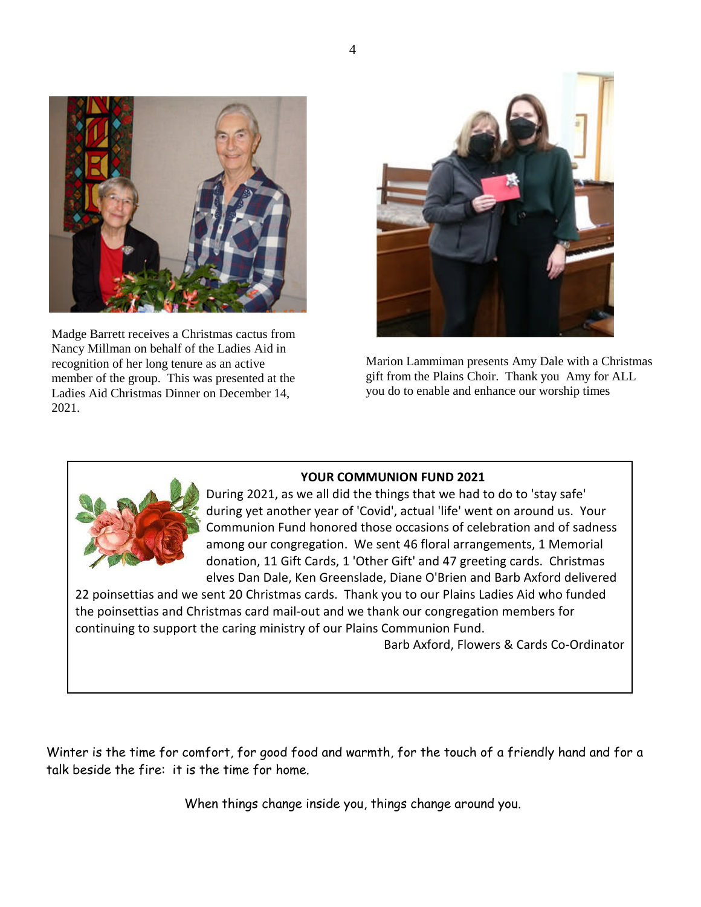Madge Barrett receives a Christmas cactus from Nancy Millman on behalf of the Ladies Aid in recognition of her long tenure as an active member of the group. This was presented at the Ladies Aid Christmas Dinner on December 14, 2021.

Marion Lammiman presents Amy Dale with a Christmas gift from the Plains Choir. Thank you Amy for ALL you do to enable and enhance our worship times

**YOUR COMMUNION FUND 2021**

During 2021, as we all did the things that we had to do to 'stay safe' during yet another year of 'Covid', actual 'life' went on around us. Your Communion Fund honored those occasions of celebration and of sadness among our congregation. We sent 46 floral arrangements, 1 Memorial donation, 11 Gift Cards, 1 'Other Gift' and 47 greeting cards. Christmas elves Dan Dale, Ken Greenslade, Diane O'Brien and Barb Axford delivered 22 poinsettias and we sent 20 Christmas cards. Thank you to our Plains Ladies Aid who funded the poinsettias and Christmas card mail-out and we thank our congregation members for continuing to support the caring ministry of our Plains Communion Fund.

Barb Axford, Flowers & Cards Co-Ordinator

Winter is the time for comfort, for good food and warmth, for the touch of a friendly hand and for a talk beside the fire: it is the time for home.

When things change inside you, things change around you.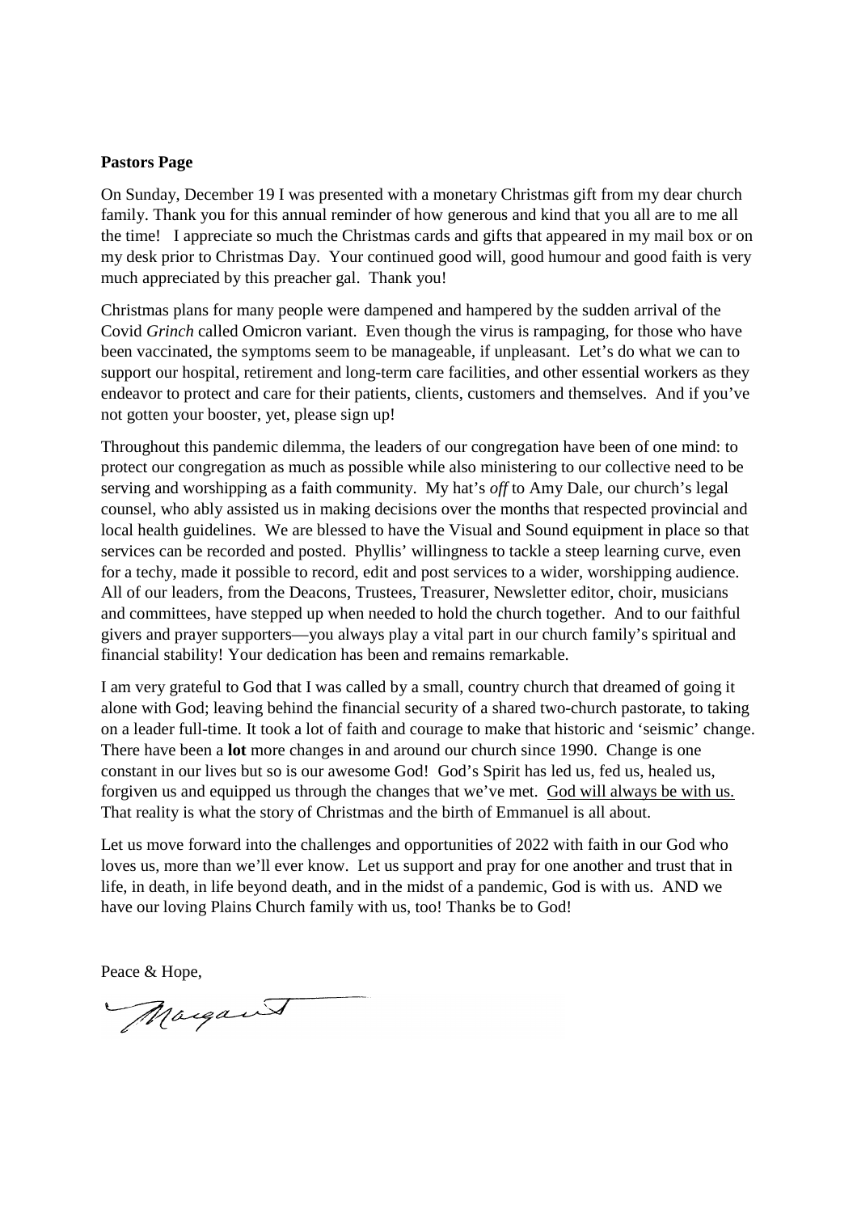**Pastors Page**

On Sunday, December 19 I was presented with a monetary Christmas gift from my dear church family. Thank you for this annual reminder of how generous and kind that you all are to me all the time! I appreciate so much the Christmas cards and gifts that appeared in my mail box or on my desk prior to Christmas Day. Your continued good will, good humour and good faith is very much appreciated by this preacher gal. Thank you!

Christmas plans for many people were dampened and hampered by the sudden arrival of the Covid *Grinch* called Omicron variant. Even though the virus is rampaging, for those who have been vaccinated, the symptoms seem to be manageable, if unpleasant. Let's do what we can to support our hospital, retirement and long-term care facilities, and other essential workers as they endeavor to protect and care for their patients, clients, customers and themselves. And if you've not gotten your booster, yet, please sign up!

Throughout this pandemic dilemma, the leaders of our congregation have been of one mind: to protect our congregation as much as possible while also ministering to our collective need to be serving and worshipping as a faith community. My hat's *off* to Amy Dale, our church's legal counsel, who ably assisted us in making decisions over the months that respected provincial and local health guidelines. We are blessed to have the Visual and Sound equipment in place so that services can be recorded and posted. Phyllis' willingness to tackle a steep learning curve, even for a techy, made it possible to record, edit and post services to a wider, worshipping audience. All of our leaders, from the Deacons, Trustees, Treasurer, Newsletter editor, choir, musicians and committees, have stepped up when needed to hold the church together. And to our faithful givers and prayer supporters—you always play a vital part in our church family's spiritual and financial stability! Your dedication has been and remains remarkable.

I am very grateful to God that I was called by a small, country church that dreamed of going it alone with God; leaving behind the financial security of a shared two-church pastorate, to taking on a leader full-time. It took a lot of faith and courage to make that historic and 'seismic' change. There have been a **lot** more changes in and around our church since 1990. Change is one constant in our lives but so is our awesome God! God's Spirit has led us, fed us, healed us, forgiven us and equipped us through the changes that we've met. <u>God will always be with us.</u> That reality is what the story of Christmas and the birth of Emmanuel is all about.

Let us move forward into the challenges and opportunities of 2022 with faith in our God who loves us, more than we'll ever know. Let us support and pray for one another and trust that in life, in death, in life beyond death, and in the midst of a pandemic, God is with us. AND we have our loving Plains Church family with us, too! Thanks be to God!

Peace & Hope,

Margaret